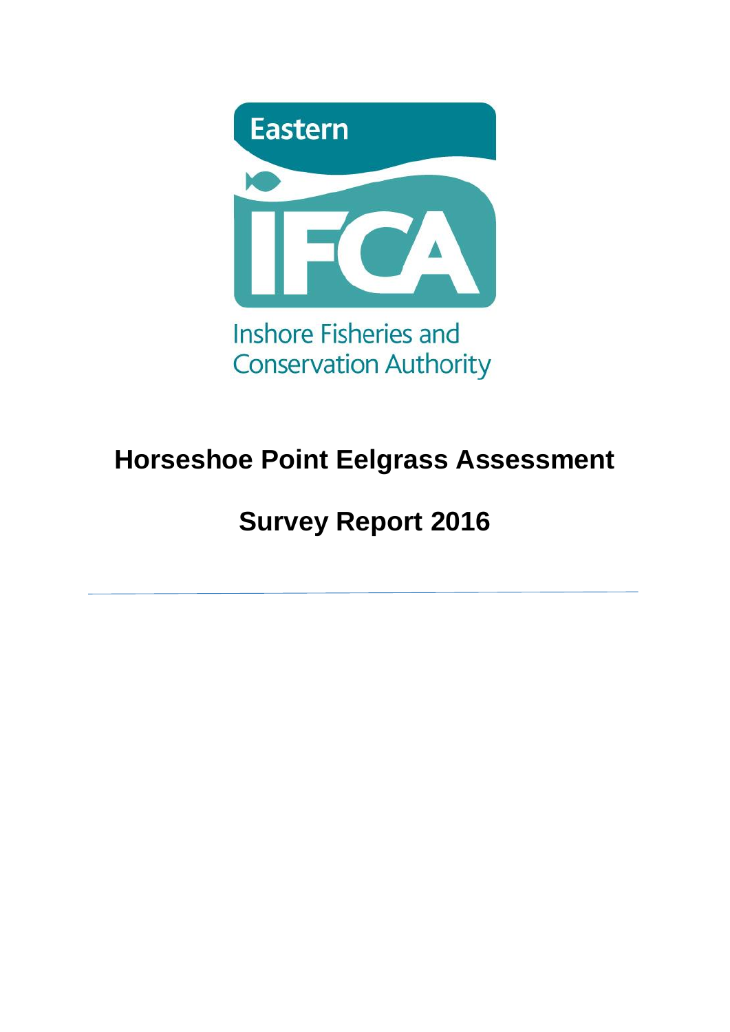Eastern

IFCA

Inshore Fisheries and Conservation Authority

# Horseshoe Point Eelgrass Assessment

# Survey Report 2016

---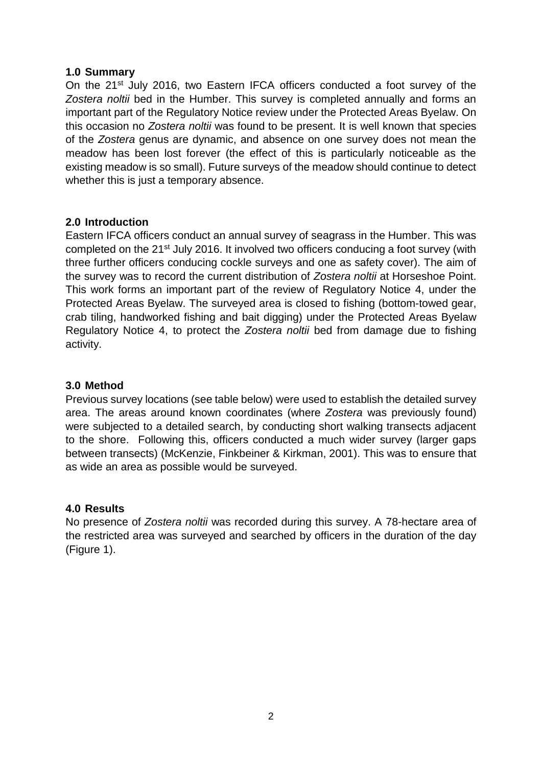## 1.0 Summary

On the 21st July 2016, two Eastern IFCA officers conducted a foot survey of the *Zostera noltii* bed in the Humber. This survey is completed annually and forms an important part of the Regulatory Notice review under the Protected Areas Byelaw. On this occasion no *Zostera noltii* was found to be present. It is well known that species of the *Zostera* genus are dynamic, and absence on one survey does not mean the meadow has been lost forever (the effect of this is particularly noticeable as the existing meadow is so small). Future surveys of the meadow should continue to detect whether this is just a temporary absence.

## 2.0 Introduction

Eastern IFCA officers conduct an annual survey of seagrass in the Humber. This was completed on the 21st July 2016. It involved two officers conducing a foot survey (with three further officers conducing cockle surveys and one as safety cover). The aim of the survey was to record the current distribution of *Zostera noltii* at Horseshoe Point. This work forms an important part of the review of Regulatory Notice 4, under the Protected Areas Byelaw. The surveyed area is closed to fishing (bottom-towed gear, crab tiling, handworked fishing and bait digging) under the Protected Areas Byelaw Regulatory Notice 4, to protect the *Zostera noltii* bed from damage due to fishing activity.

## 3.0 Method

Previous survey locations (see table below) were used to establish the detailed survey area. The areas around known coordinates (where *Zostera* was previously found) were subjected to a detailed search, by conducting short walking transects adjacent to the shore. Following this, officers conducted a much wider survey (larger gaps between transects) (McKenzie, Finkbeiner & Kirkman, 2001). This was to ensure that as wide an area as possible would be surveyed.

## 4.0 Results

No presence of *Zostera noltii* was recorded during this survey. A 78-hectare area of the restricted area was surveyed and searched by officers in the duration of the day (Figure 1).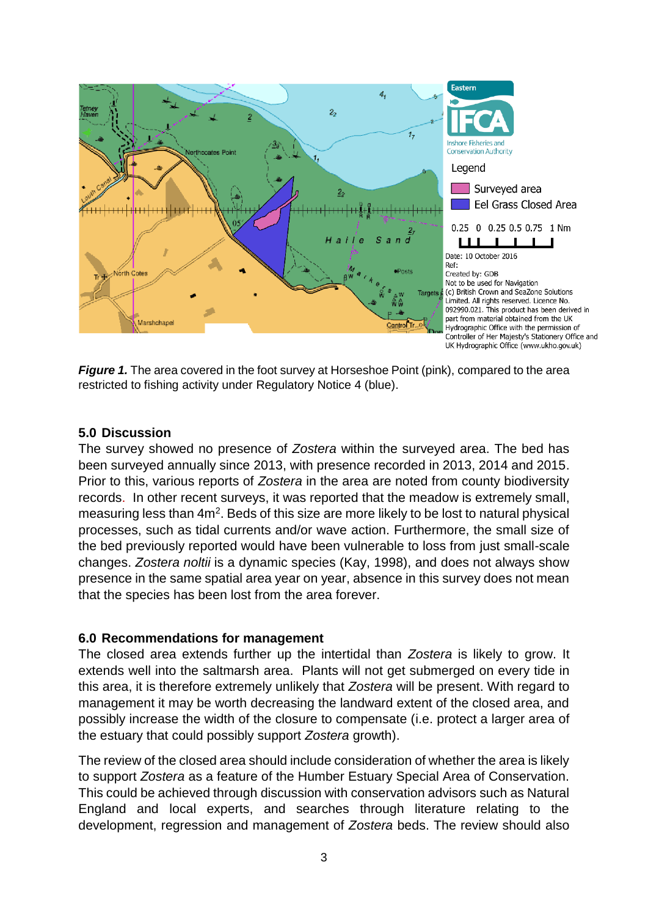**Figure 1.** The area covered in the foot survey at Horseshoe Point (pink), compared to the area restricted to fishing activity under Regulatory Notice 4 (blue).

## 5.0 Discussion

The survey showed no presence of *Zostera* within the surveyed area. The bed has been surveyed annually since 2013, with presence recorded in 2013, 2014 and 2015. Prior to this, various reports of *Zostera* in the area are noted from county biodiversity records. In other recent surveys, it was reported that the meadow is extremely small, measuring less than 4m$^2$. Beds of this size are more likely to be lost to natural physical processes, such as tidal currents and/or wave action. Furthermore, the small size of the bed previously reported would have been vulnerable to loss from just small-scale changes. *Zostera noltii* is a dynamic species (Kay, 1998), and does not always show presence in the same spatial area year on year, absence in this survey does not mean that the species has been lost from the area forever.

## 6.0 Recommendations for management

The closed area extends further up the intertidal than *Zostera* is likely to grow. It extends well into the saltmarsh area. Plants will not get submerged on every tide in this area, it is therefore extremely unlikely that *Zostera* will be present. With regard to management it may be worth decreasing the landward extent of the closed area, and possibly increase the width of the closure to compensate (i.e. protect a larger area of the estuary that could possibly support *Zostera* growth).

The review of the closed area should include consideration of whether the area is likely to support *Zostera* as a feature of the Humber Estuary Special Area of Conservation. This could be achieved through discussion with conservation advisors such as Natural England and local experts, and searches through literature relating to the development, regression and management of *Zostera* beds. The review should also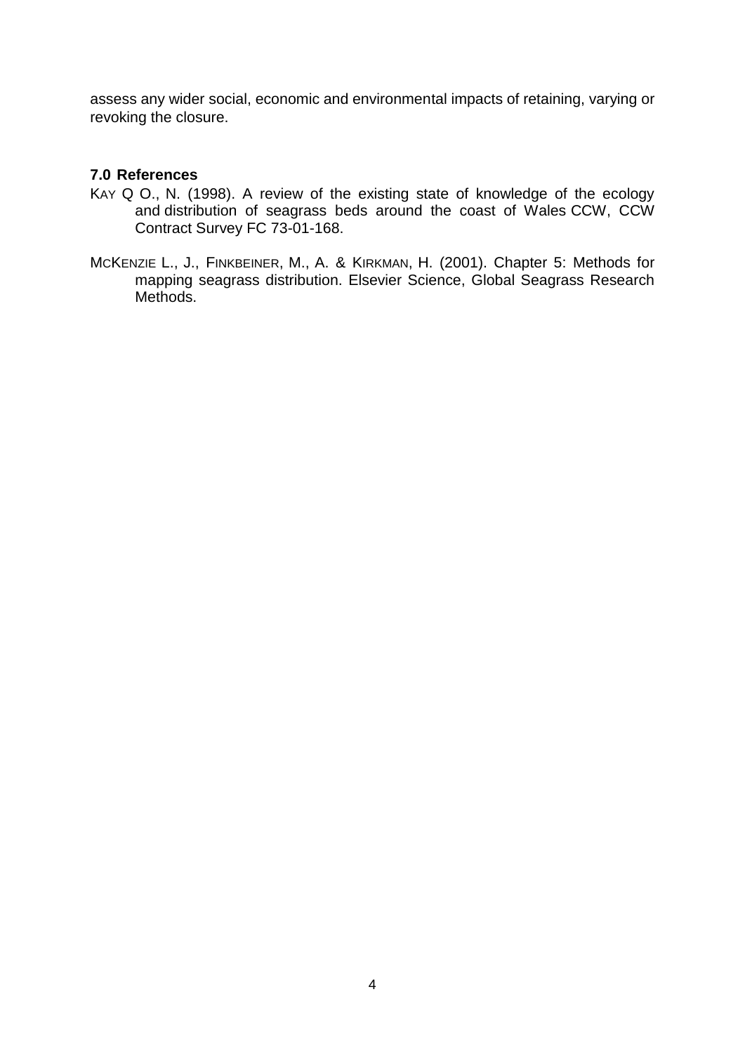assess any wider social, economic and environmental impacts of retaining, varying or revoking the closure.

## 7.0 References

KAY Q O., N. (1998). A review of the existing state of knowledge of the ecology and distribution of seagrass beds around the coast of Wales CCW, CCW Contract Survey FC 73-01-168.

MCKENZIE L., J., FINKBEINER, M., A. & KIRKMAN, H. (2001). Chapter 5: Methods for mapping seagrass distribution. Elsevier Science, Global Seagrass Research Methods.